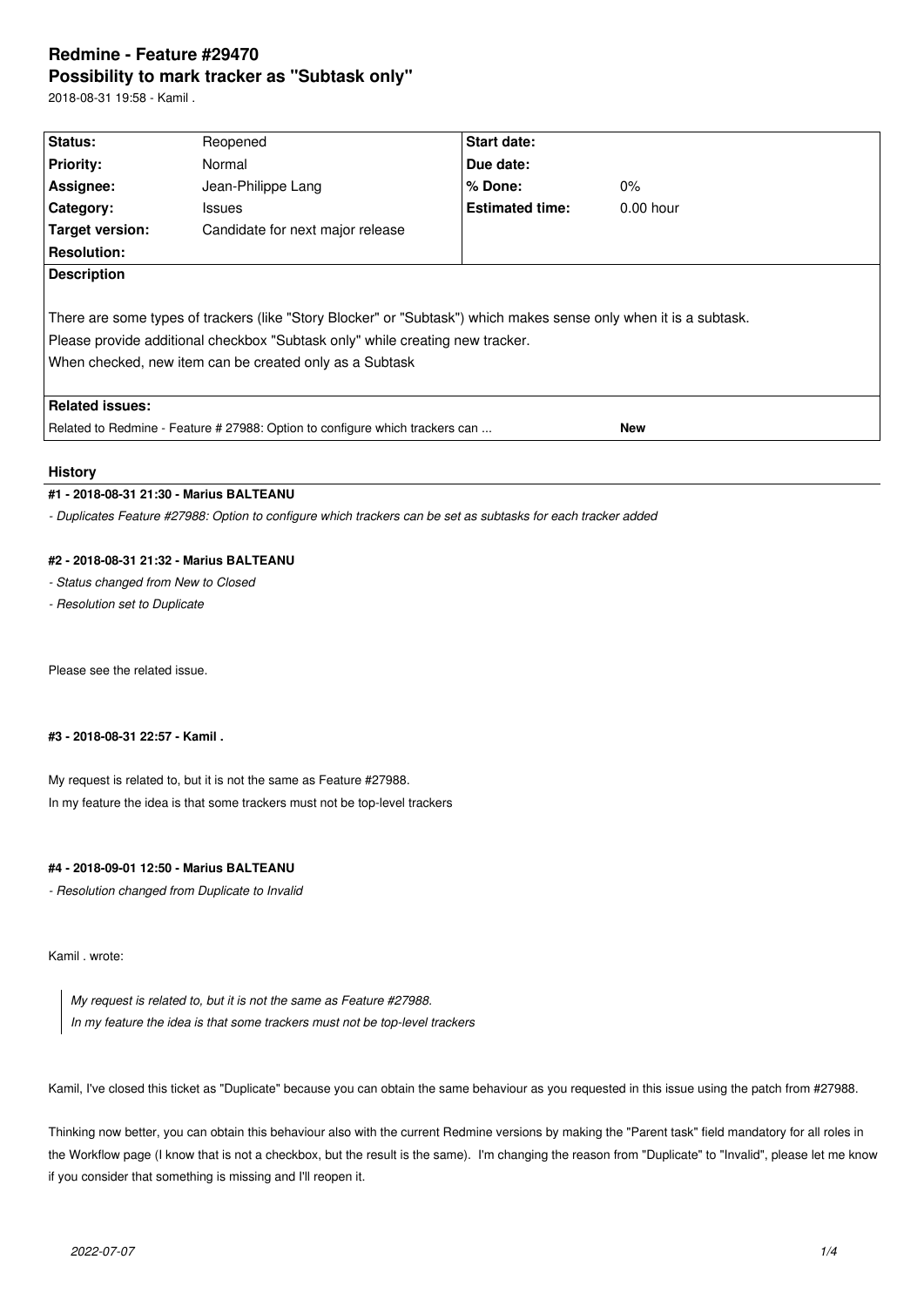# Redmine - Feature #29470

## Possibility to mark tracker as "Subtask only"

2018-08-31 19:58 - Kamil .

| | | | |
|---|---|---|---|
| **Status:** | Reopened | **Start date:** | |
| **Priority:** | Normal | **Due date:** | |
| **Assignee:** | Jean-Philippe Lang | **% Done:** | 0% |
| **Category:** | Issues | **Estimated time:** | 0.00 hour |
| **Target version:** | Candidate for next major release | | |
| **Resolution:** | | | |

**Description**

There are some types of trackers (like "Story Blocker" or "Subtask") which makes sense only when it is a subtask.
Please provide additional checkbox "Subtask only" while creating new tracker.
When checked, new item can be created only as a Subtask

**Related issues:**

Related to Redmine - Feature # 27988: Option to configure which trackers can ... **New**

### History

#### #1 - 2018-08-31 21:30 - Marius BALTEANU

*- Duplicates Feature #27988: Option to configure which trackers can be set as subtasks for each tracker added*

#### #2 - 2018-08-31 21:32 - Marius BALTEANU

*- Status changed from New to Closed*

*- Resolution set to Duplicate*

Please see the related issue.

#### #3 - 2018-08-31 22:57 - Kamil .

My request is related to, but it is not the same as Feature #27988.
In my feature the idea is that some trackers must not be top-level trackers

#### #4 - 2018-09-01 12:50 - Marius BALTEANU

*- Resolution changed from Duplicate to Invalid*

Kamil . wrote:

> *My request is related to, but it is not the same as Feature #27988.*
> *In my feature the idea is that some trackers must not be top-level trackers*

Kamil, I've closed this ticket as "Duplicate" because you can obtain the same behaviour as you requested in this issue using the patch from #27988.

Thinking now better, you can obtain this behaviour also with the current Redmine versions by making the "Parent task" field mandatory for all roles in the Workflow page (I know that is not a checkbox, but the result is the same). I'm changing the reason from "Duplicate" to "Invalid", please let me know if you consider that something is missing and I'll reopen it.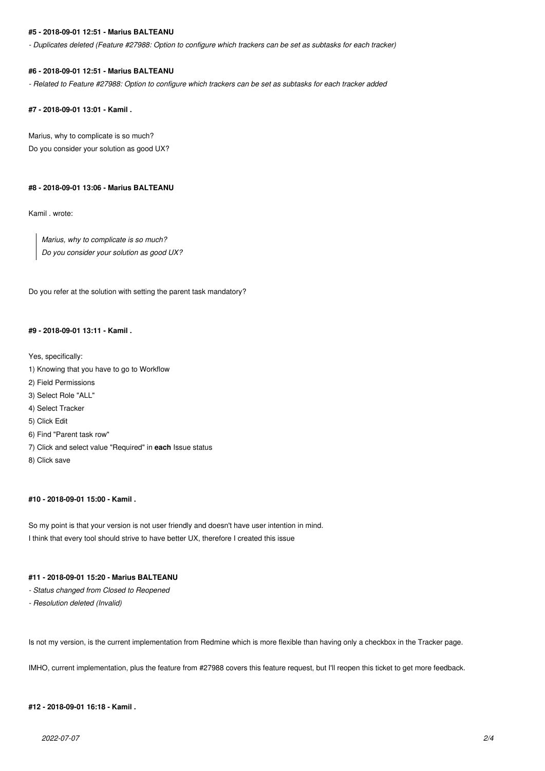#### #5 - 2018-09-01 12:51 - Marius BALTEANU

*- Duplicates deleted (Feature #27988: Option to configure which trackers can be set as subtasks for each tracker)*

#### #6 - 2018-09-01 12:51 - Marius BALTEANU

*- Related to Feature #27988: Option to configure which trackers can be set as subtasks for each tracker added*

#### #7 - 2018-09-01 13:01 - Kamil .

Marius, why to complicate is so much?
Do you consider your solution as good UX?

#### #8 - 2018-09-01 13:06 - Marius BALTEANU

Kamil . wrote:

> *Marius, why to complicate is so much?*
> *Do you consider your solution as good UX?*

Do you refer at the solution with setting the parent task mandatory?

#### #9 - 2018-09-01 13:11 - Kamil .

Yes, specifically:
1) Knowing that you have to go to Workflow
2) Field Permissions
3) Select Role "ALL"
4) Select Tracker
5) Click Edit
6) Find "Parent task row"
7) Click and select value "Required" in **each** Issue status
8) Click save

#### #10 - 2018-09-01 15:00 - Kamil .

So my point is that your version is not user friendly and doesn't have user intention in mind.
I think that every tool should strive to have better UX, therefore I created this issue

#### #11 - 2018-09-01 15:20 - Marius BALTEANU

*- Status changed from Closed to Reopened*
*- Resolution deleted (Invalid)*

Is not my version, is the current implementation from Redmine which is more flexible than having only a checkbox in the Tracker page.

IMHO, current implementation, plus the feature from #27988 covers this feature request, but I'll reopen this ticket to get more feedback.

#### #12 - 2018-09-01 16:18 - Kamil .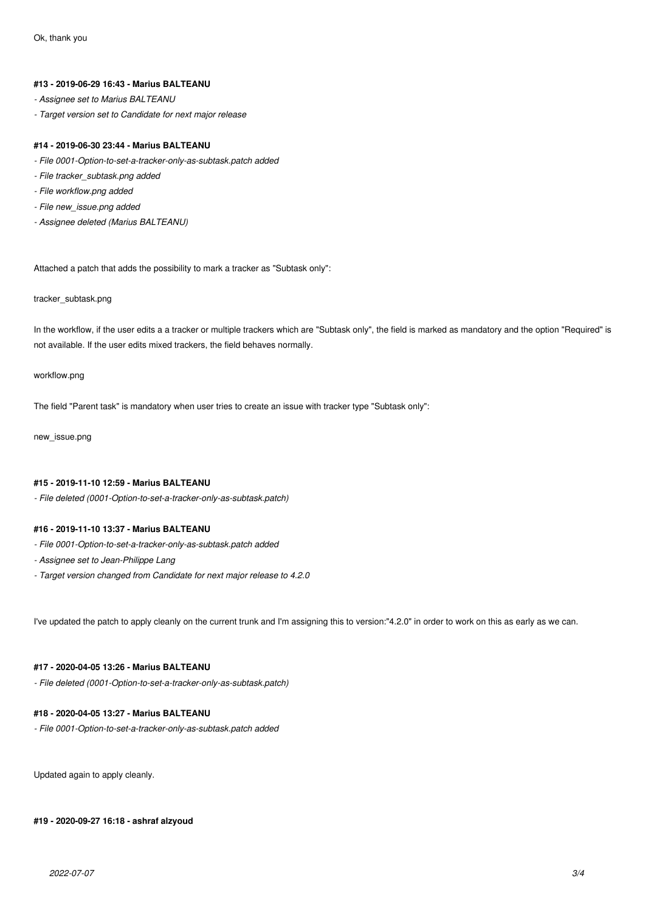Ok, thank you

#### #13 - 2019-06-29 16:43 - Marius BALTEANU

- *Assignee set to Marius BALTEANU*
- *Target version set to Candidate for next major release*

#### #14 - 2019-06-30 23:44 - Marius BALTEANU

- *File 0001-Option-to-set-a-tracker-only-as-subtask.patch added*
- *File tracker_subtask.png added*
- *File workflow.png added*
- *File new_issue.png added*
- *Assignee deleted (Marius BALTEANU)*

Attached a patch that adds the possibility to mark a tracker as "Subtask only":

tracker_subtask.png

In the workflow, if the user edits a a tracker or multiple trackers which are "Subtask only", the field is marked as mandatory and the option "Required" is not available. If the user edits mixed trackers, the field behaves normally.

workflow.png

The field "Parent task" is mandatory when user tries to create an issue with tracker type "Subtask only":

new_issue.png

#### #15 - 2019-11-10 12:59 - Marius BALTEANU

- *File deleted (0001-Option-to-set-a-tracker-only-as-subtask.patch)*

#### #16 - 2019-11-10 13:37 - Marius BALTEANU

- *File 0001-Option-to-set-a-tracker-only-as-subtask.patch added*
- *Assignee set to Jean-Philippe Lang*
- *Target version changed from Candidate for next major release to 4.2.0*

I've updated the patch to apply cleanly on the current trunk and I'm assigning this to version:"4.2.0" in order to work on this as early as we can.

#### #17 - 2020-04-05 13:26 - Marius BALTEANU

- *File deleted (0001-Option-to-set-a-tracker-only-as-subtask.patch)*

#### #18 - 2020-04-05 13:27 - Marius BALTEANU

- *File 0001-Option-to-set-a-tracker-only-as-subtask.patch added*

Updated again to apply cleanly.

#### #19 - 2020-09-27 16:18 - ashraf alzyoud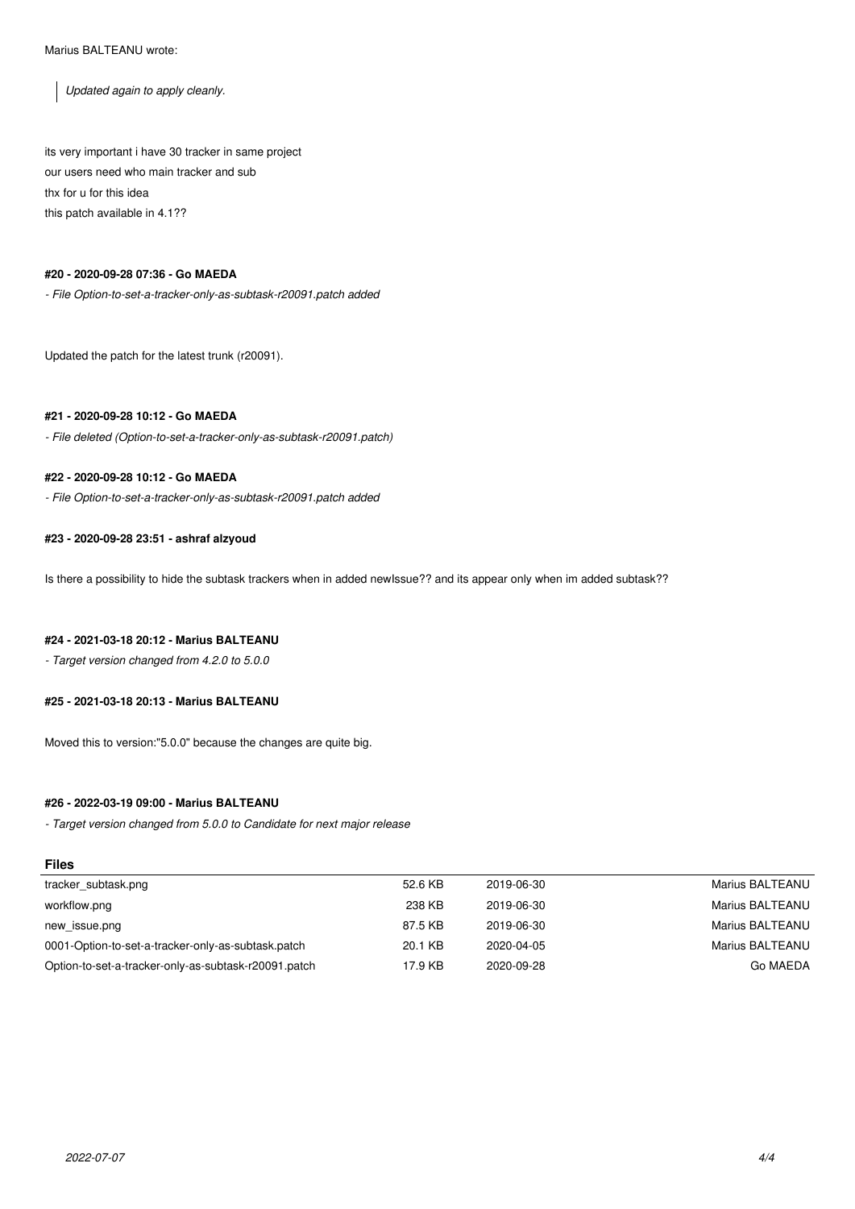Marius BALTEANU wrote:

> *Updated again to apply cleanly.*

its very important i have 30 tracker in same project
our users need who main tracker and sub
thx for u for this idea
this patch available in 4.1??

#### #20 - 2020-09-28 07:36 - Go MAEDA

*- File Option-to-set-a-tracker-only-as-subtask-r20091.patch added*

Updated the patch for the latest trunk (r20091).

#### #21 - 2020-09-28 10:12 - Go MAEDA

*- File deleted (Option-to-set-a-tracker-only-as-subtask-r20091.patch)*

#### #22 - 2020-09-28 10:12 - Go MAEDA

*- File Option-to-set-a-tracker-only-as-subtask-r20091.patch added*

#### #23 - 2020-09-28 23:51 - ashraf alzyoud

Is there a possibility to hide the subtask trackers when in added newIssue?? and its appear only when im added subtask??

#### #24 - 2021-03-18 20:12 - Marius BALTEANU

*- Target version changed from 4.2.0 to 5.0.0*

#### #25 - 2021-03-18 20:13 - Marius BALTEANU

Moved this to version:"5.0.0" because the changes are quite big.

#### #26 - 2022-03-19 09:00 - Marius BALTEANU

*- Target version changed from 5.0.0 to Candidate for next major release*

### Files

| | | | |
|---|---|---|---|
| tracker_subtask.png | 52.6 KB | 2019-06-30 | Marius BALTEANU |
| workflow.png | 238 KB | 2019-06-30 | Marius BALTEANU |
| new_issue.png | 87.5 KB | 2019-06-30 | Marius BALTEANU |
| 0001-Option-to-set-a-tracker-only-as-subtask.patch | 20.1 KB | 2020-04-05 | Marius BALTEANU |
| Option-to-set-a-tracker-only-as-subtask-r20091.patch | 17.9 KB | 2020-09-28 | Go MAEDA |